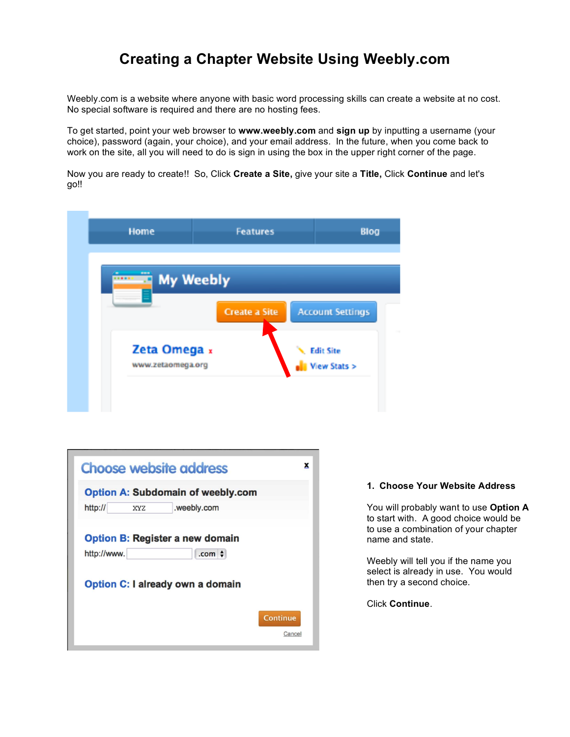# Creating a Chapter Website Using Weebly.com

Weebly.com is a website where anyone with basic word processing skills can create a website at no cost. No special software is required and there are no hosting fees.

To get started, point your web browser to **www.weebly.com** and **sign up** by inputting a username (your choice), password (again, your choice), and your email address. In the future, when you come back to work on the site, all you will need to do is sign in using the box in the upper right corner of the page.

Now you are ready to create!! So, Click **Create a Site,** give your site a **Title,** Click **Continue** and let's go!!

**1. Choose Your Website Address**

You will probably want to use **Option A** to start with. A good choice would be to use a combination of your chapter name and state.

Weebly will tell you if the name you select is already in use. You would then try a second choice.

Click **Continue**.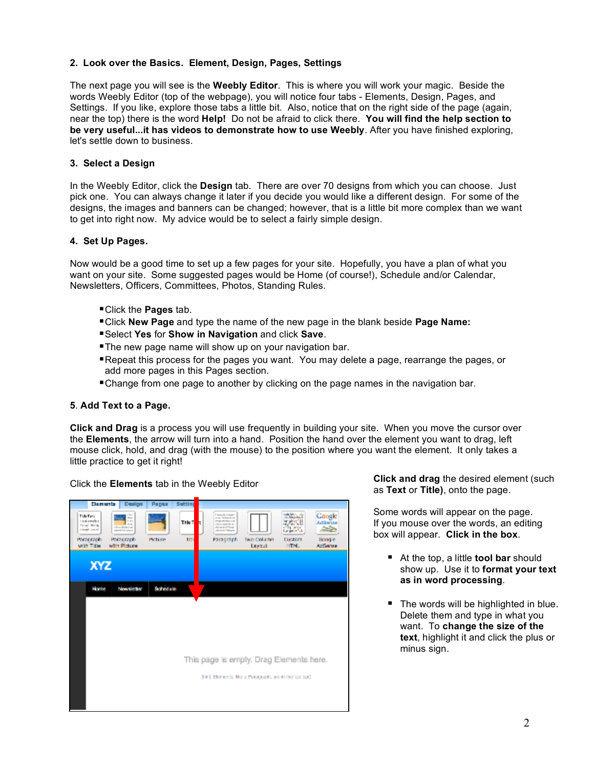## 2. Look over the Basics. Element, Design, Pages, Settings

The next page you will see is the **Weebly Editor**. This is where you will work your magic. Beside the words Weebly Editor (top of the webpage), you will notice four tabs - Elements, Design, Pages, and Settings. If you like, explore those tabs a little bit. Also, notice that on the right side of the page (again, near the top) there is the word **Help!** Do not be afraid to click there. **You will find the help section to be very useful...it has videos to demonstrate how to use Weebly**. After you have finished exploring, let's settle down to business.

## 3. Select a Design

In the Weebly Editor, click the **Design** tab. There are over 70 designs from which you can choose. Just pick one. You can always change it later if you decide you would like a different design. For some of the designs, the images and banners can be changed; however, that is a little bit more complex than we want to get into right now. My advice would be to select a fairly simple design.

## 4. Set Up Pages.

Now would be a good time to set up a few pages for your site. Hopefully, you have a plan of what you want on your site. Some suggested pages would be Home (of course!), Schedule and/or Calendar, Newsletters, Officers, Committees, Photos, Standing Rules.

- Click the **Pages** tab.
- Click **New Page** and type the name of the new page in the blank beside **Page Name:**
- Select **Yes** for **Show in Navigation** and click **Save**.
- The new page name will show up on your navigation bar.
- Repeat this process for the pages you want. You may delete a page, rearrange the pages, or add more pages in this Pages section.
- Change from one page to another by clicking on the page names in the navigation bar.

## 5. Add Text to a Page.

**Click and Drag** is a process you will use frequently in building your site. When you move the cursor over the **Elements**, the arrow will turn into a hand. Position the hand over the element you want to drag, left mouse click, hold, and drag (with the mouse) to the position where you want the element. It only takes a little practice to get it right!

Click the **Elements** tab in the Weebly Editor

**Click and drag** the desired element (such as **Text** or **Title)**, onto the page.

Some words will appear on the page. If you mouse over the words, an editing box will appear. **Click in the box**.

- At the top, a little **tool bar** should show up. Use it to **format your text as in word processing**.
- The words will be highlighted in blue. Delete them and type in what you want. To **change the size of the text**, highlight it and click the plus or minus sign.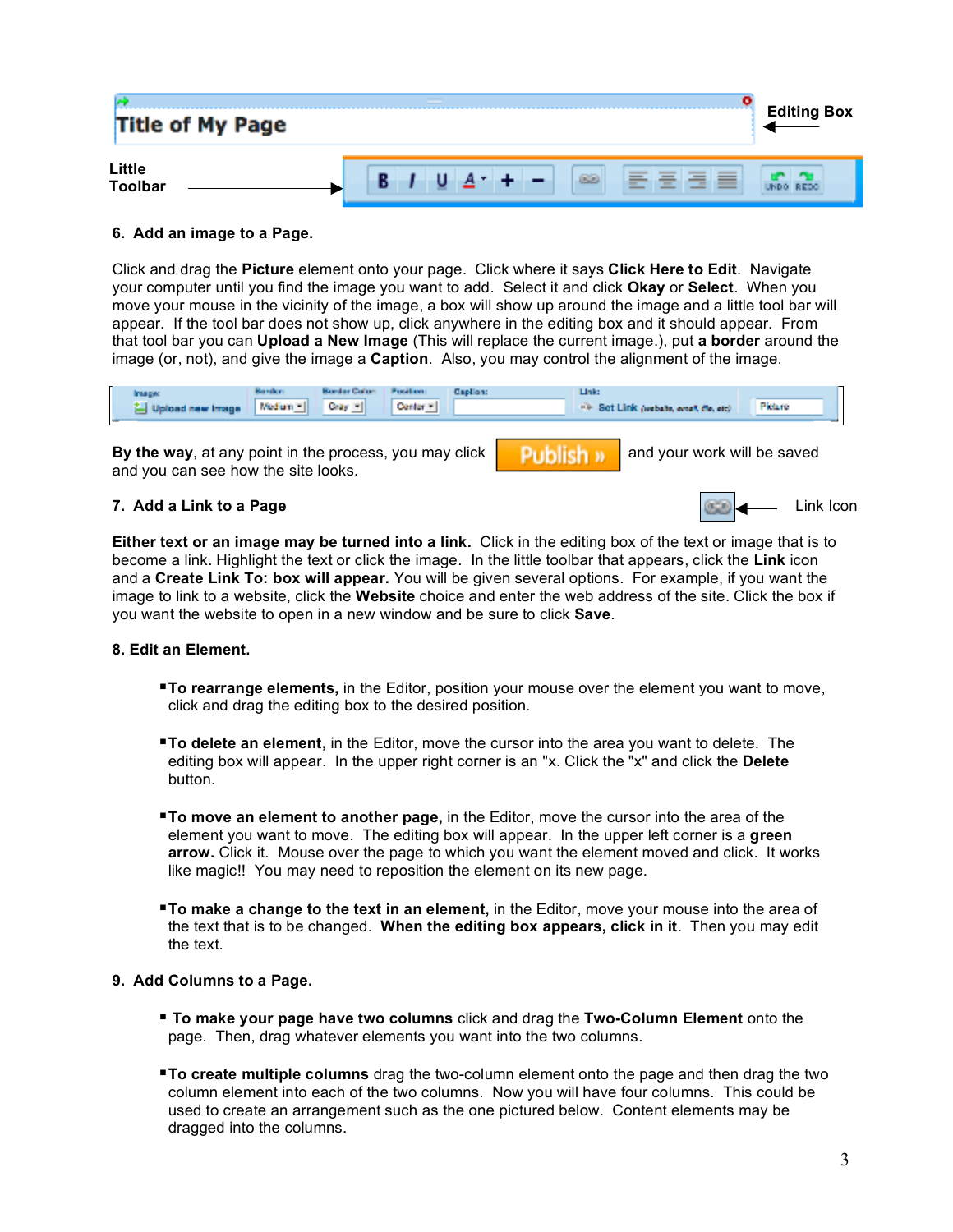Editing Box

Little Toolbar

**6. Add an image to a Page.**

Click and drag the **Picture** element onto your page. Click where it says **Click Here to Edit**. Navigate your computer until you find the image you want to add. Select it and click **Okay** or **Select**. When you move your mouse in the vicinity of the image, a box will show up around the image and a little tool bar will appear. If the tool bar does not show up, click anywhere in the editing box and it should appear. From that tool bar you can **Upload a New Image** (This will replace the current image.), put **a border** around the image (or, not), and give the image a **Caption**. Also, you may control the alignment of the image.

**By the way**, at any point in the process, you may click **Publish »** and your work will be saved and you can see how the site looks.

**7. Add a Link to a Page**

Link Icon

**Either text or an image may be turned into a link.** Click in the editing box of the text or image that is to become a link. Highlight the text or click the image. In the little toolbar that appears, click the **Link** icon and a **Create Link To: box will appear.** You will be given several options. For example, if you want the image to link to a website, click the **Website** choice and enter the web address of the site. Click the box if you want the website to open in a new window and be sure to click **Save**.

**8. Edit an Element.**

- **To rearrange elements,** in the Editor, position your mouse over the element you want to move, click and drag the editing box to the desired position.
- **To delete an element,** in the Editor, move the cursor into the area you want to delete. The editing box will appear. In the upper right corner is an "x. Click the "x" and click the **Delete** button.
- **To move an element to another page,** in the Editor, move the cursor into the area of the element you want to move. The editing box will appear. In the upper left corner is a **green arrow.** Click it. Mouse over the page to which you want the element moved and click. It works like magic!! You may need to reposition the element on its new page.
- **To make a change to the text in an element,** in the Editor, move your mouse into the area of the text that is to be changed. **When the editing box appears, click in it**. Then you may edit the text.

**9. Add Columns to a Page.**

- **To make your page have two columns** click and drag the **Two-Column Element** onto the page. Then, drag whatever elements you want into the two columns.
- **To create multiple columns** drag the two-column element onto the page and then drag the two column element into each of the two columns. Now you will have four columns. This could be used to create an arrangement such as the one pictured below. Content elements may be dragged into the columns.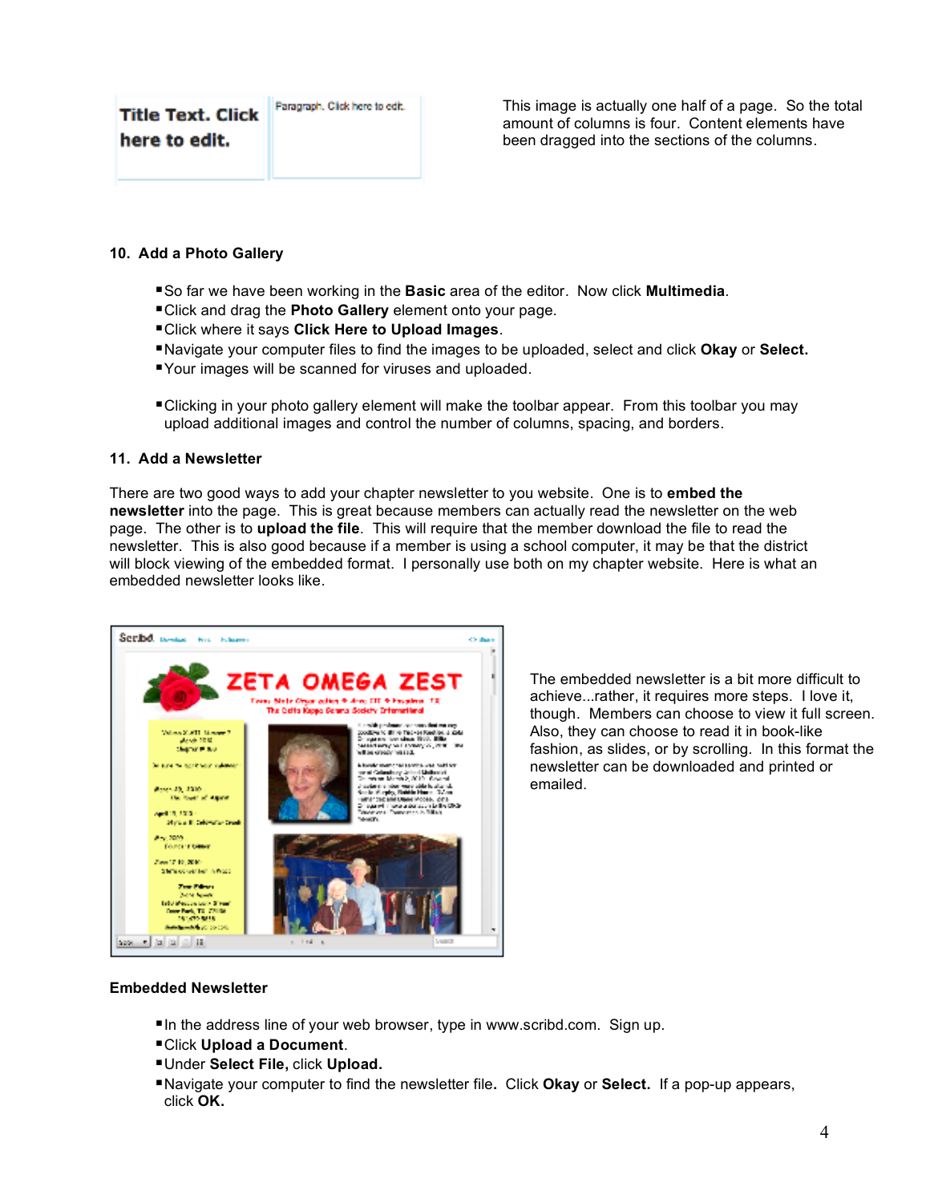Title Text. Click here to edit.

Paragraph. Click here to edit.

This image is actually one half of a page. So the total amount of columns is four. Content elements have been dragged into the sections of the columns.

### 10. Add a Photo Gallery

- So far we have been working in the **Basic** area of the editor. Now click **Multimedia**.
- Click and drag the **Photo Gallery** element onto your page.
- Click where it says **Click Here to Upload Images**.
- Navigate your computer files to find the images to be uploaded, select and click **Okay** or **Select.**
- Your images will be scanned for viruses and uploaded.

- Clicking in your photo gallery element will make the toolbar appear. From this toolbar you may upload additional images and control the number of columns, spacing, and borders.

### 11. Add a Newsletter

There are two good ways to add your chapter newsletter to you website. One is to **embed the newsletter** into the page. This is great because members can actually read the newsletter on the web page. The other is to **upload the file**. This will require that the member download the file to read the newsletter. This is also good because if a member is using a school computer, it may be that the district will block viewing of the embedded format. I personally use both on my chapter website. Here is what an embedded newsletter looks like.

The embedded newsletter is a bit more difficult to achieve...rather, it requires more steps. I love it, though. Members can choose to view it full screen. Also, they can choose to read it in book-like fashion, as slides, or by scrolling. In this format the newsletter can be downloaded and printed or emailed.

**Embedded Newsletter**

- In the address line of your web browser, type in www.scribd.com. Sign up.
- Click **Upload a Document**.
- Under **Select File,** click **Upload.**
- Navigate your computer to find the newsletter file**.** Click **Okay** or **Select.** If a pop-up appears, click **OK.**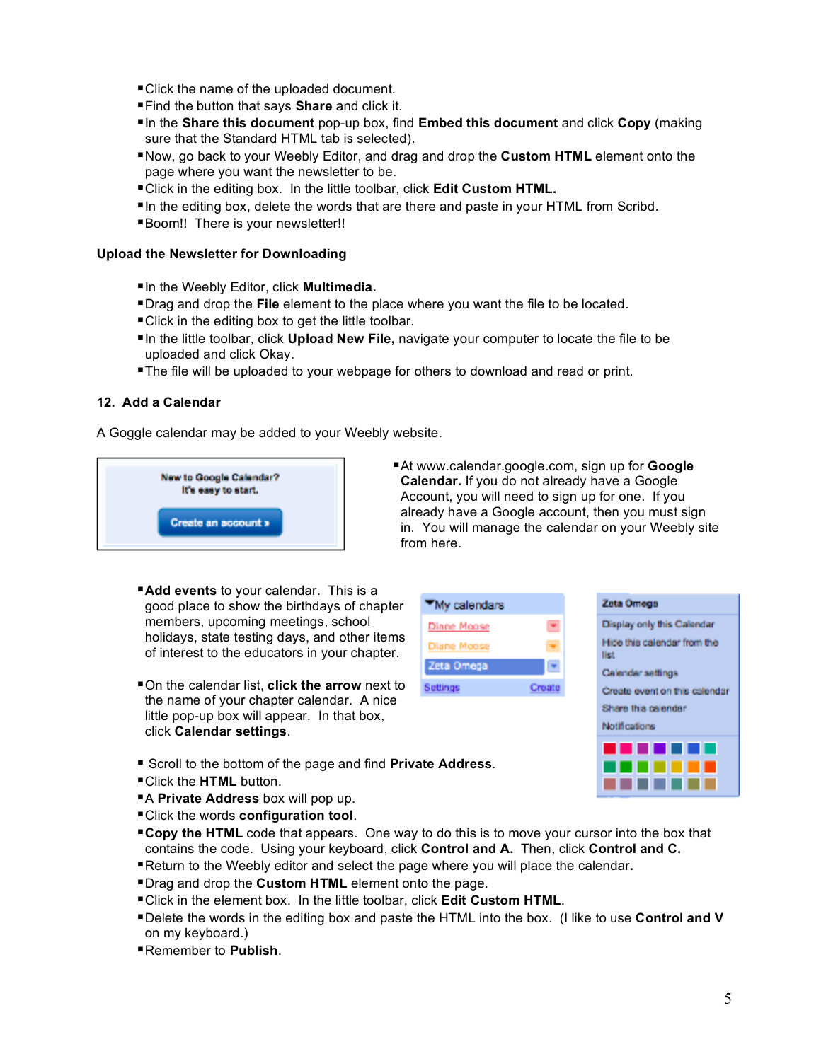- Click the name of the uploaded document.
- Find the button that says **Share** and click it.
- In the **Share this document** pop-up box, find **Embed this document** and click **Copy** (making sure that the Standard HTML tab is selected).
- Now, go back to your Weebly Editor, and drag and drop the **Custom HTML** element onto the page where you want the newsletter to be.
- Click in the editing box. In the little toolbar, click **Edit Custom HTML.**
- In the editing box, delete the words that are there and paste in your HTML from Scribd.
- Boom!! There is your newsletter!!

**Upload the Newsletter for Downloading**

- In the Weebly Editor, click **Multimedia.**
- Drag and drop the **File** element to the place where you want the file to be located.
- Click in the editing box to get the little toolbar.
- In the little toolbar, click **Upload New File,** navigate your computer to locate the file to be uploaded and click Okay.
- The file will be uploaded to your webpage for others to download and read or print.

**12. Add a Calendar**

A Goggle calendar may be added to your Weebly website.

- At www.calendar.google.com, sign up for **Google Calendar.** If you do not already have a Google Account, you will need to sign up for one. If you already have a Google account, then you must sign in. You will manage the calendar on your Weebly site from here.

- **Add events** to your calendar. This is a good place to show the birthdays of chapter members, upcoming meetings, school holidays, state testing days, and other items of interest to the educators in your chapter.
- On the calendar list, **click the arrow** next to the name of your chapter calendar. A nice little pop-up box will appear. In that box, click **Calendar settings**.

- Scroll to the bottom of the page and find **Private Address**.
- Click the **HTML** button.
- A **Private Address** box will pop up.
- Click the words **configuration tool**.
- **Copy the HTML** code that appears. One way to do this is to move your cursor into the box that contains the code. Using your keyboard, click **Control and A.** Then, click **Control and C.**
- Return to the Weebly editor and select the page where you will place the calendar**.**
- Drag and drop the **Custom HTML** element onto the page.
- Click in the element box. In the little toolbar, click **Edit Custom HTML**.
- Delete the words in the editing box and paste the HTML into the box. (I like to use **Control and V** on my keyboard.)
- Remember to **Publish**.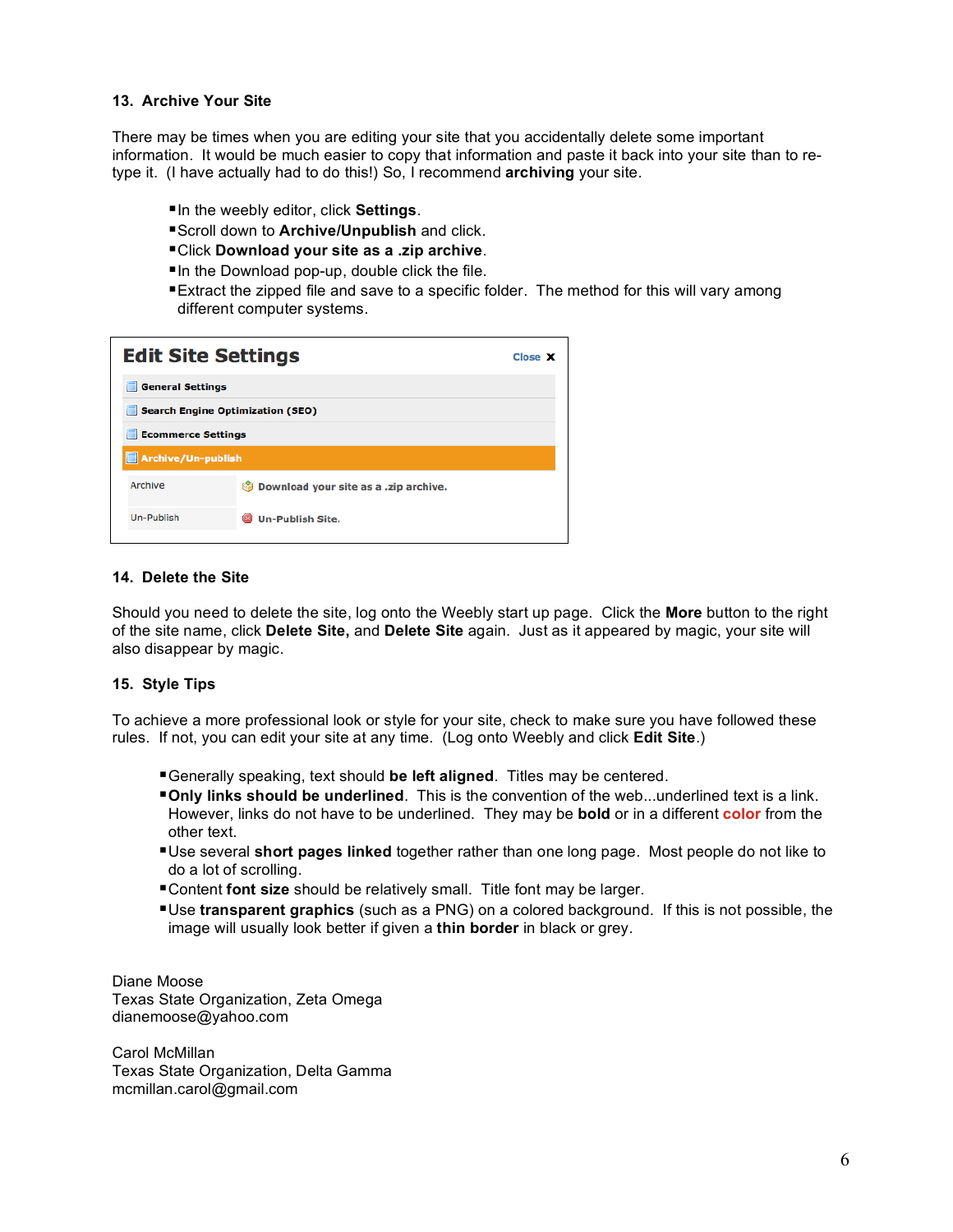## 13. Archive Your Site

There may be times when you are editing your site that you accidentally delete some important information. It would be much easier to copy that information and paste it back into your site than to re-type it. (I have actually had to do this!) So, I recommend **archiving** your site.

- In the weebly editor, click **Settings**.
- Scroll down to **Archive/Unpublish** and click.
- Click **Download your site as a .zip archive**.
- In the Download pop-up, double click the file.
- Extract the zipped file and save to a specific folder. The method for this will vary among different computer systems.

**Edit Site Settings** Close ✕

- General Settings
- Search Engine Optimization (SEO)
- Ecommerce Settings
- Archive/Un-publish

| | |
|---|---|
| Archive | Download your site as a .zip archive. |
| Un-Publish | Un-Publish Site. |

## 14. Delete the Site

Should you need to delete the site, log onto the Weebly start up page. Click the **More** button to the right of the site name, click **Delete Site,** and **Delete Site** again. Just as it appeared by magic, your site will also disappear by magic.

## 15. Style Tips

To achieve a more professional look or style for your site, check to make sure you have followed these rules. If not, you can edit your site at any time. (Log onto Weebly and click **Edit Site**.)

- Generally speaking, text should **be left aligned**. Titles may be centered.
- **Only links should be underlined**. This is the convention of the web...underlined text is a link. However, links do not have to be underlined. They may be **bold** or in a different **color** from the other text.
- Use several **short pages linked** together rather than one long page. Most people do not like to do a lot of scrolling.
- Content **font size** should be relatively small. Title font may be larger.
- Use **transparent graphics** (such as a PNG) on a colored background. If this is not possible, the image will usually look better if given a **thin border** in black or grey.

Diane Moose
Texas State Organization, Zeta Omega
dianemoose@yahoo.com

Carol McMillan
Texas State Organization, Delta Gamma
mcmillan.carol@gmail.com